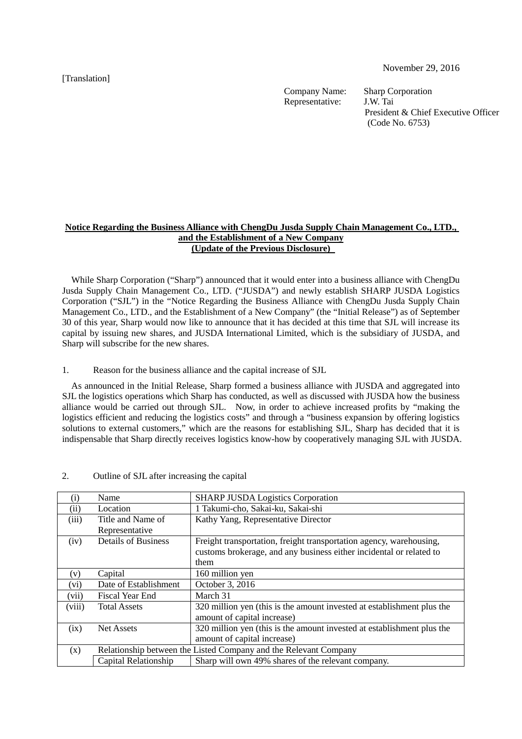November 29, 2016

[Translation]

Company Name: Sharp Corporation
Representative: J.W. Tai
President & Chief Executive Officer
(Code No. 6753)

**Notice Regarding the Business Alliance with ChengDu Jusda Supply Chain Management Co., LTD., and the Establishment of a New Company (Update of the Previous Disclosure)**

While Sharp Corporation ("Sharp") announced that it would enter into a business alliance with ChengDu Jusda Supply Chain Management Co., LTD. ("JUSDA") and newly establish SHARP JUSDA Logistics Corporation ("SJL") in the "Notice Regarding the Business Alliance with ChengDu Jusda Supply Chain Management Co., LTD., and the Establishment of a New Company" (the "Initial Release") as of September 30 of this year, Sharp would now like to announce that it has decided at this time that SJL will increase its capital by issuing new shares, and JUSDA International Limited, which is the subsidiary of JUSDA, and Sharp will subscribe for the new shares.

1. Reason for the business alliance and the capital increase of SJL

As announced in the Initial Release, Sharp formed a business alliance with JUSDA and aggregated into SJL the logistics operations which Sharp has conducted, as well as discussed with JUSDA how the business alliance would be carried out through SJL. Now, in order to achieve increased profits by "making the logistics efficient and reducing the logistics costs" and through a "business expansion by offering logistics solutions to external customers," which are the reasons for establishing SJL, Sharp has decided that it is indispensable that Sharp directly receives logistics know-how by cooperatively managing SJL with JUSDA.

2. Outline of SJL after increasing the capital

| | | |
|---|---|---|
| (i) | Name | SHARP JUSDA Logistics Corporation |
| (ii) | Location | 1 Takumi-cho, Sakai-ku, Sakai-shi |
| (iii) | Title and Name of Representative | Kathy Yang, Representative Director |
| (iv) | Details of Business | Freight transportation, freight transportation agency, warehousing, customs brokerage, and any business either incidental or related to them |
| (v) | Capital | 160 million yen |
| (vi) | Date of Establishment | October 3, 2016 |
| (vii) | Fiscal Year End | March 31 |
| (viii) | Total Assets | 320 million yen (this is the amount invested at establishment plus the amount of capital increase) |
| (ix) | Net Assets | 320 million yen (this is the amount invested at establishment plus the amount of capital increase) |
| (x) | Relationship between the Listed Company and the Relevant Company | |
| | Capital Relationship | Sharp will own 49% shares of the relevant company. |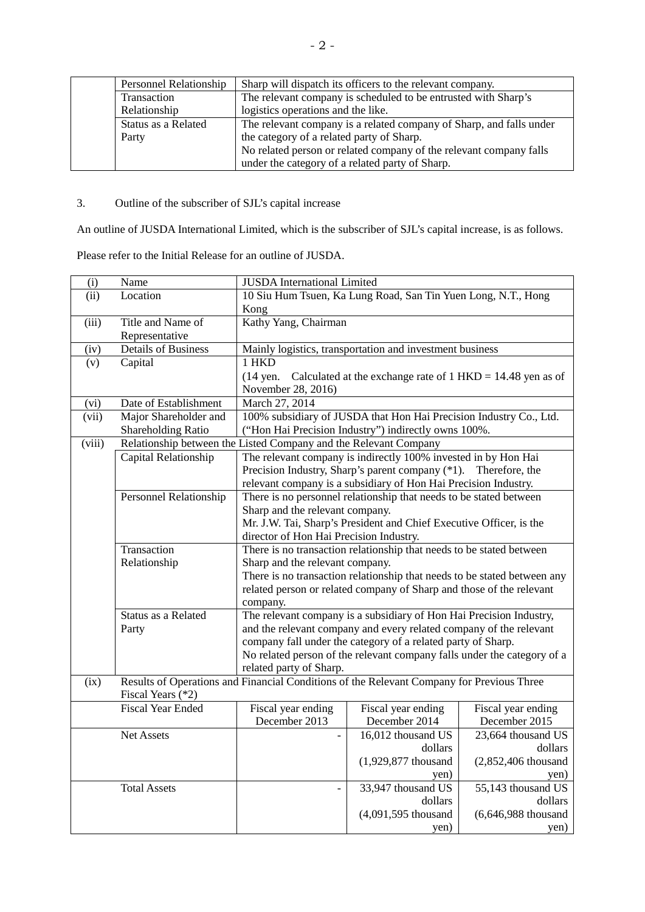| | | |
|---|---|---|
| | Personnel Relationship | Sharp will dispatch its officers to the relevant company. |
| | Transaction Relationship | The relevant company is scheduled to be entrusted with Sharp's logistics operations and the like. |
| | Status as a Related Party | The relevant company is a related company of Sharp, and falls under the category of a related party of Sharp.<br>No related person or related company of the relevant company falls under the category of a related party of Sharp. |

3. Outline of the subscriber of SJL's capital increase

An outline of JUSDA International Limited, which is the subscriber of SJL's capital increase, is as follows.

Please refer to the Initial Release for an outline of JUSDA.

| | | | | |
|---|---|---|---|---|
| (i) | Name | JUSDA International Limited | | |
| (ii) | Location | 10 Siu Hum Tsuen, Ka Lung Road, San Tin Yuen Long, N.T., Hong Kong | | |
| (iii) | Title and Name of Representative | Kathy Yang, Chairman | | |
| (iv) | Details of Business | Mainly logistics, transportation and investment business | | |
| (v) | Capital | 1 HKD<br>(14 yen. Calculated at the exchange rate of 1 HKD = 14.48 yen as of November 28, 2016) | | |
| (vi) | Date of Establishment | March 27, 2014 | | |
| (vii) | Major Shareholder and Shareholding Ratio | 100% subsidiary of JUSDA that Hon Hai Precision Industry Co., Ltd. ("Hon Hai Precision Industry") indirectly owns 100%. | | |
| (viii) | Relationship between the Listed Company and the Relevant Company | | | |
| | Capital Relationship | The relevant company is indirectly 100% invested in by Hon Hai Precision Industry, Sharp's parent company (*1). Therefore, the relevant company is a subsidiary of Hon Hai Precision Industry. | | |
| | Personnel Relationship | There is no personnel relationship that needs to be stated between Sharp and the relevant company.<br>Mr. J.W. Tai, Sharp's President and Chief Executive Officer, is the director of Hon Hai Precision Industry. | | |
| | Transaction Relationship | There is no transaction relationship that needs to be stated between Sharp and the relevant company.<br>There is no transaction relationship that needs to be stated between any related person or related company of Sharp and those of the relevant company. | | |
| | Status as a Related Party | The relevant company is a subsidiary of Hon Hai Precision Industry, and the relevant company and every related company of the relevant company fall under the category of a related party of Sharp.<br>No related person of the relevant company falls under the category of a related party of Sharp. | | |
| (ix) | Results of Operations and Financial Conditions of the Relevant Company for Previous Three Fiscal Years (*2) | | | |
| | Fiscal Year Ended | Fiscal year ending December 2013 | Fiscal year ending December 2014 | Fiscal year ending December 2015 |
| | Net Assets | - | 16,012 thousand US dollars (1,929,877 thousand yen) | 23,664 thousand US dollars (2,852,406 thousand yen) |
| | Total Assets | - | 33,947 thousand US dollars (4,091,595 thousand yen) | 55,143 thousand US dollars (6,646,988 thousand yen) |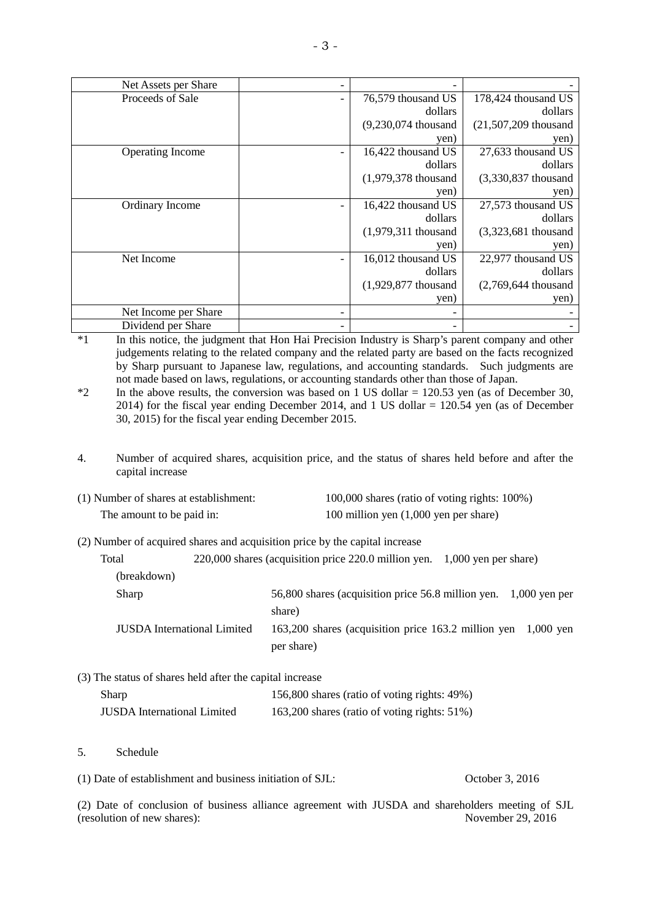| Net Assets per Share | - | - | - |
|---|---|---|---|
| Proceeds of Sale | - | 76,579 thousand US dollars (9,230,074 thousand yen) | 178,424 thousand US dollars (21,507,209 thousand yen) |
| Operating Income | - | 16,422 thousand US dollars (1,979,378 thousand yen) | 27,633 thousand US dollars (3,330,837 thousand yen) |
| Ordinary Income | - | 16,422 thousand US dollars (1,979,311 thousand yen) | 27,573 thousand US dollars (3,323,681 thousand yen) |
| Net Income | - | 16,012 thousand US dollars (1,929,877 thousand yen) | 22,977 thousand US dollars (2,769,644 thousand yen) |
| Net Income per Share | - | - | - |
| Dividend per Share | - | - | - |

*1 In this notice, the judgment that Hon Hai Precision Industry is Sharp's parent company and other judgements relating to the related company and the related party are based on the facts recognized by Sharp pursuant to Japanese law, regulations, and accounting standards. Such judgments are not made based on laws, regulations, or accounting standards other than those of Japan.

*2 In the above results, the conversion was based on 1 US dollar = 120.53 yen (as of December 30, 2014) for the fiscal year ending December 2014, and 1 US dollar = 120.54 yen (as of December 30, 2015) for the fiscal year ending December 2015.

4. Number of acquired shares, acquisition price, and the status of shares held before and after the capital increase

(1) Number of shares at establishment: 100,000 shares (ratio of voting rights: 100%)
The amount to be paid in: 100 million yen (1,000 yen per share)

(2) Number of acquired shares and acquisition price by the capital increase

Total 220,000 shares (acquisition price 220.0 million yen. 1,000 yen per share)

(breakdown)

Sharp 56,800 shares (acquisition price 56.8 million yen. 1,000 yen per share)

JUSDA International Limited 163,200 shares (acquisition price 163.2 million yen 1,000 yen per share)

(3) The status of shares held after the capital increase

Sharp 156,800 shares (ratio of voting rights: 49%)

JUSDA International Limited 163,200 shares (ratio of voting rights: 51%)

5. Schedule

(1) Date of establishment and business initiation of SJL: October 3, 2016

(2) Date of conclusion of business alliance agreement with JUSDA and shareholders meeting of SJL (resolution of new shares): November 29, 2016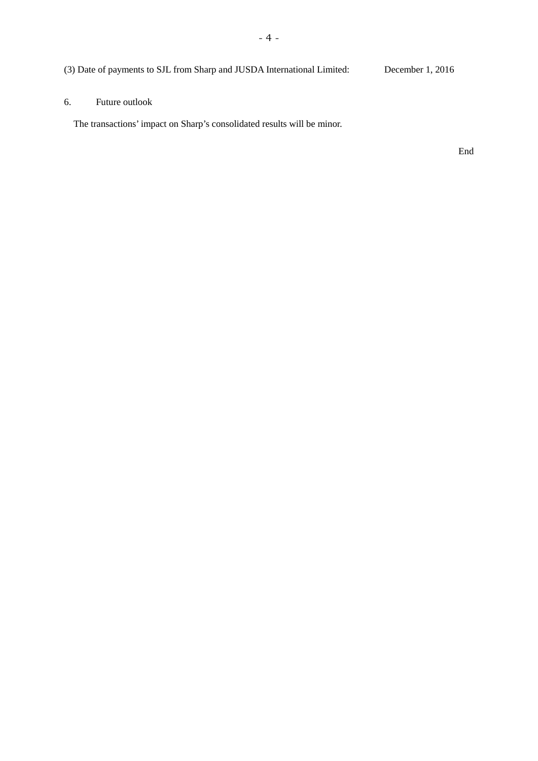(3) Date of payments to SJL from Sharp and JUSDA International Limited: December 1, 2016

6. Future outlook

The transactions' impact on Sharp's consolidated results will be minor.

End